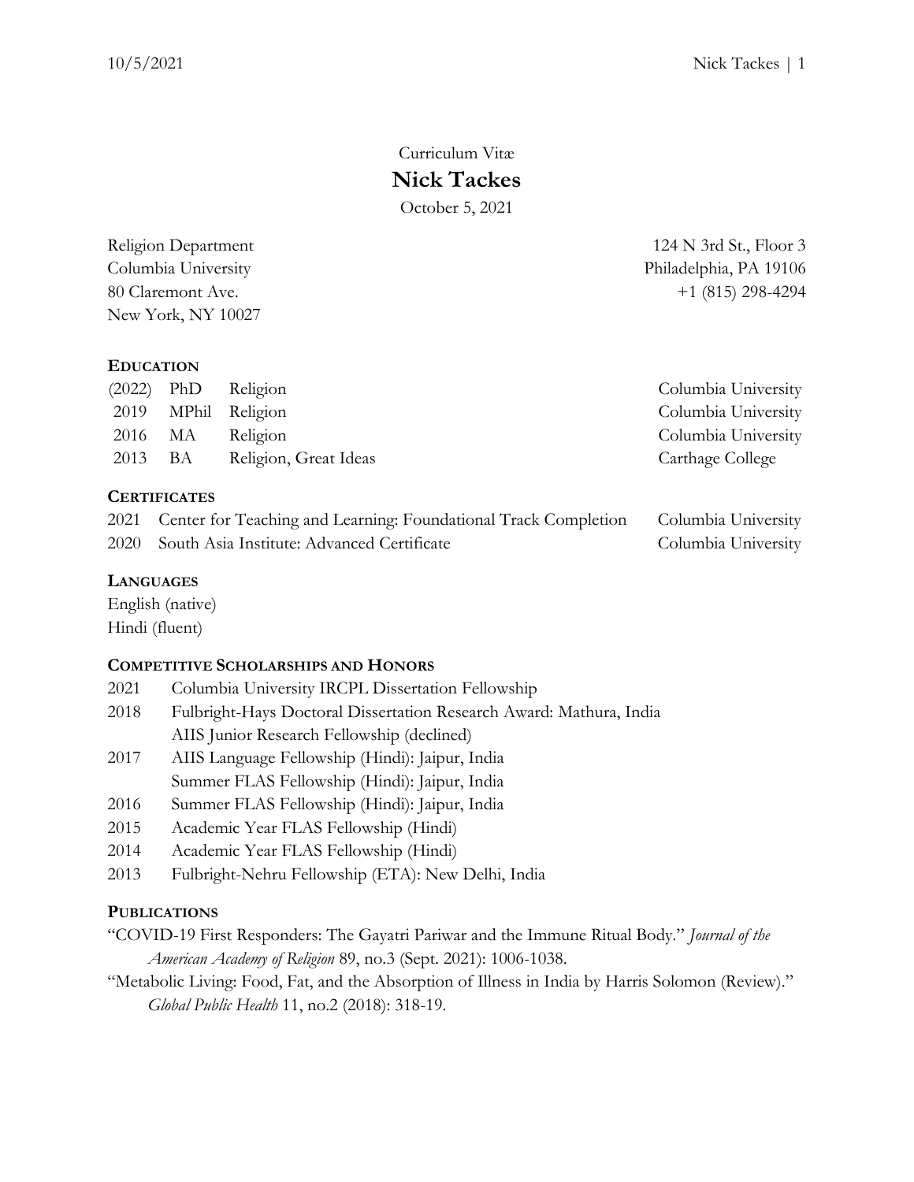Curriculum Vitæ

# Nick Tackes

October 5, 2021

Religion Department
Columbia University
80 Claremont Ave.
New York, NY 10027

124 N 3rd St., Floor 3
Philadelphia, PA 19106
+1 (815) 298-4294

## Education

| | | | |
|---|---|---|---|
| (2022) | PhD | Religion | Columbia University |
| 2019 | MPhil | Religion | Columbia University |
| 2016 | MA | Religion | Columbia University |
| 2013 | BA | Religion, Great Ideas | Carthage College |

## Certificates

| | | |
|---|---|---|
| 2021 | Center for Teaching and Learning: Foundational Track Completion | Columbia University |
| 2020 | South Asia Institute: Advanced Certificate | Columbia University |

## Languages

English (native)
Hindi (fluent)

## Competitive Scholarships and Honors

| | |
|---|---|
| 2021 | Columbia University IRCPL Dissertation Fellowship |
| 2018 | Fulbright-Hays Doctoral Dissertation Research Award: Mathura, India |
| | AIIS Junior Research Fellowship (declined) |
| 2017 | AIIS Language Fellowship (Hindi): Jaipur, India |
| | Summer FLAS Fellowship (Hindi): Jaipur, India |
| 2016 | Summer FLAS Fellowship (Hindi): Jaipur, India |
| 2015 | Academic Year FLAS Fellowship (Hindi) |
| 2014 | Academic Year FLAS Fellowship (Hindi) |
| 2013 | Fulbright-Nehru Fellowship (ETA): New Delhi, India |

## Publications

"COVID-19 First Responders: The Gayatri Pariwar and the Immune Ritual Body." *Journal of the American Academy of Religion* 89, no.3 (Sept. 2021): 1006-1038.

"Metabolic Living: Food, Fat, and the Absorption of Illness in India by Harris Solomon (Review)." *Global Public Health* 11, no.2 (2018): 318-19.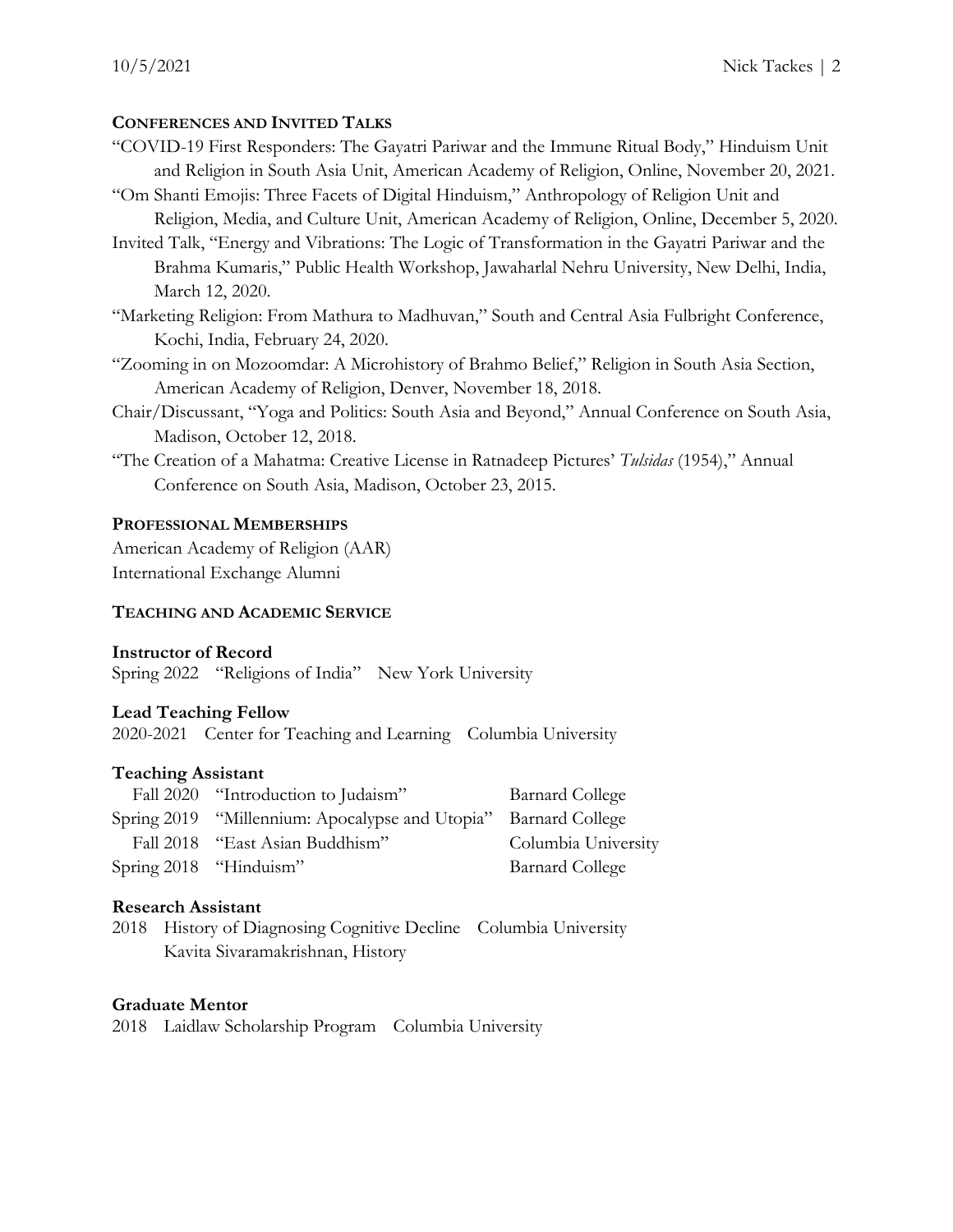## CONFERENCES AND INVITED TALKS

"COVID-19 First Responders: The Gayatri Pariwar and the Immune Ritual Body," Hinduism Unit and Religion in South Asia Unit, American Academy of Religion, Online, November 20, 2021.

"Om Shanti Emojis: Three Facets of Digital Hinduism," Anthropology of Religion Unit and Religion, Media, and Culture Unit, American Academy of Religion, Online, December 5, 2020.

Invited Talk, "Energy and Vibrations: The Logic of Transformation in the Gayatri Pariwar and the Brahma Kumaris," Public Health Workshop, Jawaharlal Nehru University, New Delhi, India, March 12, 2020.

"Marketing Religion: From Mathura to Madhuvan," South and Central Asia Fulbright Conference, Kochi, India, February 24, 2020.

"Zooming in on Mozoomdar: A Microhistory of Brahmo Belief," Religion in South Asia Section, American Academy of Religion, Denver, November 18, 2018.

Chair/Discussant, "Yoga and Politics: South Asia and Beyond," Annual Conference on South Asia, Madison, October 12, 2018.

"The Creation of a Mahatma: Creative License in Ratnadeep Pictures' *Tulsidas* (1954)," Annual Conference on South Asia, Madison, October 23, 2015.

## PROFESSIONAL MEMBERSHIPS

American Academy of Religion (AAR)
International Exchange Alumni

## TEACHING AND ACADEMIC SERVICE

**Instructor of Record**

Spring 2022 "Religions of India" New York University

**Lead Teaching Fellow**

2020-2021 Center for Teaching and Learning Columbia University

**Teaching Assistant**

| | | |
|---|---|---|
| Fall 2020 | "Introduction to Judaism" | Barnard College |
| Spring 2019 | "Millennium: Apocalypse and Utopia" | Barnard College |
| Fall 2018 | "East Asian Buddhism" | Columbia University |
| Spring 2018 | "Hinduism" | Barnard College |

**Research Assistant**

2018 History of Diagnosing Cognitive Decline Columbia University
Kavita Sivaramakrishnan, History

**Graduate Mentor**

2018 Laidlaw Scholarship Program Columbia University